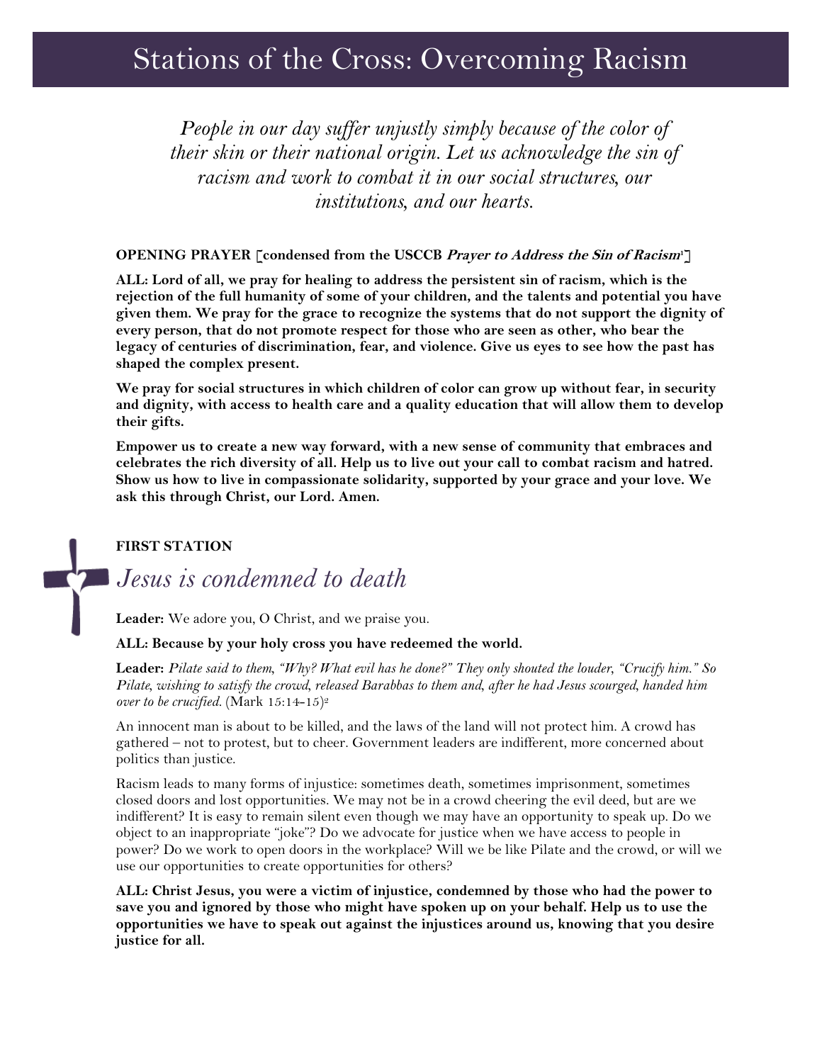# Stations of the Cross: Overcoming Racism

*People in our day suffer unjustly simply because of the color of their skin or their national origin. Let us acknowledge the sin of racism and work to combat it in our social structures, our institutions, and our hearts.*

**OPENING PRAYER [condensed from the USCCB *Prayer to Address the Sin of Racism*[1]]**

**ALL: Lord of all, we pray for healing to address the persistent sin of racism, which is the rejection of the full humanity of some of your children, and the talents and potential you have given them. We pray for the grace to recognize the systems that do not support the dignity of every person, that do not promote respect for those who are seen as other, who bear the legacy of centuries of discrimination, fear, and violence. Give us eyes to see how the past has shaped the complex present.**

**We pray for social structures in which children of color can grow up without fear, in security and dignity, with access to health care and a quality education that will allow them to develop their gifts.**

**Empower us to create a new way forward, with a new sense of community that embraces and celebrates the rich diversity of all. Help us to live out your call to combat racism and hatred. Show us how to live in compassionate solidarity, supported by your grace and your love. We ask this through Christ, our Lord. Amen.**

**FIRST STATION**

## *Jesus is condemned to death*

**Leader:** We adore you, O Christ, and we praise you.

**ALL: Because by your holy cross you have redeemed the world.**

**Leader:** *Pilate said to them, "Why? What evil has he done?" They only shouted the louder, "Crucify him." So Pilate, wishing to satisfy the crowd, released Barabbas to them and, after he had Jesus scourged, handed him over to be crucified.* (Mark 15:14-15)[2]

An innocent man is about to be killed, and the laws of the land will not protect him. A crowd has gathered – not to protest, but to cheer. Government leaders are indifferent, more concerned about politics than justice.

Racism leads to many forms of injustice: sometimes death, sometimes imprisonment, sometimes closed doors and lost opportunities. We may not be in a crowd cheering the evil deed, but are we indifferent? It is easy to remain silent even though we may have an opportunity to speak up. Do we object to an inappropriate "joke"? Do we advocate for justice when we have access to people in power? Do we work to open doors in the workplace? Will we be like Pilate and the crowd, or will we use our opportunities to create opportunities for others?

**ALL: Christ Jesus, you were a victim of injustice, condemned by those who had the power to save you and ignored by those who might have spoken up on your behalf. Help us to use the opportunities we have to speak out against the injustices around us, knowing that you desire justice for all.**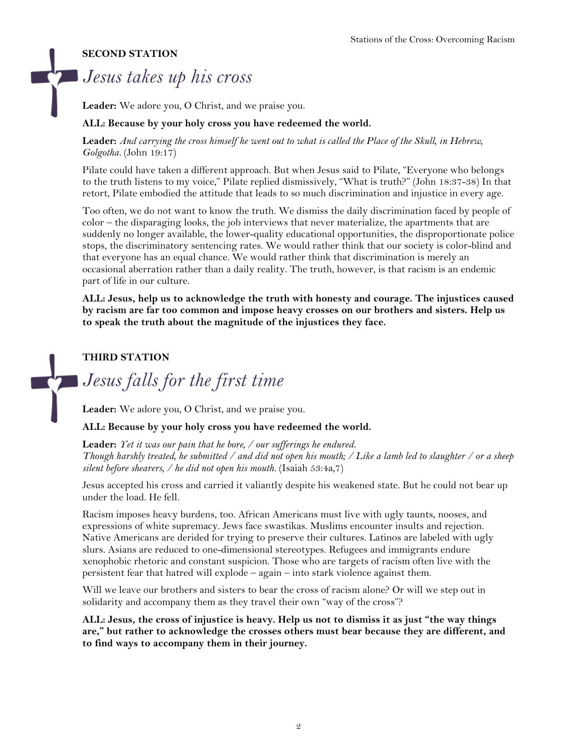## SECOND STATION

# *Jesus takes up his cross*

**Leader:** We adore you, O Christ, and we praise you.

**ALL: Because by your holy cross you have redeemed the world.**

**Leader:** *And carrying the cross himself he went out to what is called the Place of the Skull, in Hebrew, Golgotha.* (John 19:17)

Pilate could have taken a different approach. But when Jesus said to Pilate, "Everyone who belongs to the truth listens to my voice," Pilate replied dismissively, "What is truth?" (John 18:37-38) In that retort, Pilate embodied the attitude that leads to so much discrimination and injustice in every age.

Too often, we do not want to know the truth. We dismiss the daily discrimination faced by people of color – the disparaging looks, the job interviews that never materialize, the apartments that are suddenly no longer available, the lower-quality educational opportunities, the disproportionate police stops, the discriminatory sentencing rates. We would rather think that our society is color-blind and that everyone has an equal chance. We would rather think that discrimination is merely an occasional aberration rather than a daily reality. The truth, however, is that racism is an endemic part of life in our culture.

**ALL: Jesus, help us to acknowledge the truth with honesty and courage. The injustices caused by racism are far too common and impose heavy crosses on our brothers and sisters. Help us to speak the truth about the magnitude of the injustices they face.**

## THIRD STATION

# *Jesus falls for the first time*

**Leader:** We adore you, O Christ, and we praise you.

**ALL: Because by your holy cross you have redeemed the world.**

**Leader:** *Yet it was our pain that he bore, / our sufferings he endured.*
*Though harshly treated, he submitted / and did not open his mouth; / Like a lamb led to slaughter / or a sheep silent before shearers, / he did not open his mouth.* (Isaiah 53:4a,7)

Jesus accepted his cross and carried it valiantly despite his weakened state. But he could not bear up under the load. He fell.

Racism imposes heavy burdens, too. African Americans must live with ugly taunts, nooses, and expressions of white supremacy. Jews face swastikas. Muslims encounter insults and rejection. Native Americans are derided for trying to preserve their cultures. Latinos are labeled with ugly slurs. Asians are reduced to one-dimensional stereotypes. Refugees and immigrants endure xenophobic rhetoric and constant suspicion. Those who are targets of racism often live with the persistent fear that hatred will explode – again – into stark violence against them.

Will we leave our brothers and sisters to bear the cross of racism alone? Or will we step out in solidarity and accompany them as they travel their own "way of the cross"?

**ALL: Jesus, the cross of injustice is heavy. Help us not to dismiss it as just "the way things are," but rather to acknowledge the crosses others must bear because they are different, and to find ways to accompany them in their journey.**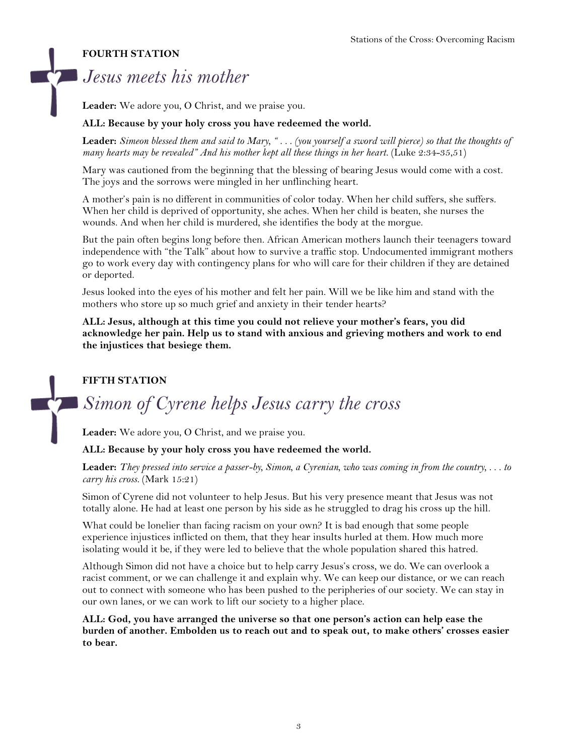**FOURTH STATION**

## *Jesus meets his mother*

**Leader:** We adore you, O Christ, and we praise you.

**ALL: Because by your holy cross you have redeemed the world.**

**Leader:** *Simeon blessed them and said to Mary, " . . . (you yourself a sword will pierce) so that the thoughts of many hearts may be revealed" And his mother kept all these things in her heart.* (Luke 2:34-35,51)

Mary was cautioned from the beginning that the blessing of bearing Jesus would come with a cost. The joys and the sorrows were mingled in her unflinching heart.

A mother's pain is no different in communities of color today. When her child suffers, she suffers. When her child is deprived of opportunity, she aches. When her child is beaten, she nurses the wounds. And when her child is murdered, she identifies the body at the morgue.

But the pain often begins long before then. African American mothers launch their teenagers toward independence with "the Talk" about how to survive a traffic stop. Undocumented immigrant mothers go to work every day with contingency plans for who will care for their children if they are detained or deported.

Jesus looked into the eyes of his mother and felt her pain. Will we be like him and stand with the mothers who store up so much grief and anxiety in their tender hearts?

**ALL: Jesus, although at this time you could not relieve your mother's fears, you did acknowledge her pain. Help us to stand with anxious and grieving mothers and work to end the injustices that besiege them.**

**FIFTH STATION**

## *Simon of Cyrene helps Jesus carry the cross*

**Leader:** We adore you, O Christ, and we praise you.

**ALL: Because by your holy cross you have redeemed the world.**

**Leader:** *They pressed into service a passer-by, Simon, a Cyrenian, who was coming in from the country, . . . to carry his cross.* (Mark 15:21)

Simon of Cyrene did not volunteer to help Jesus. But his very presence meant that Jesus was not totally alone. He had at least one person by his side as he struggled to drag his cross up the hill.

What could be lonelier than facing racism on your own? It is bad enough that some people experience injustices inflicted on them, that they hear insults hurled at them. How much more isolating would it be, if they were led to believe that the whole population shared this hatred.

Although Simon did not have a choice but to help carry Jesus's cross, we do. We can overlook a racist comment, or we can challenge it and explain why. We can keep our distance, or we can reach out to connect with someone who has been pushed to the peripheries of our society. We can stay in our own lanes, or we can work to lift our society to a higher place.

**ALL: God, you have arranged the universe so that one person's action can help ease the burden of another. Embolden us to reach out and to speak out, to make others' crosses easier to bear.**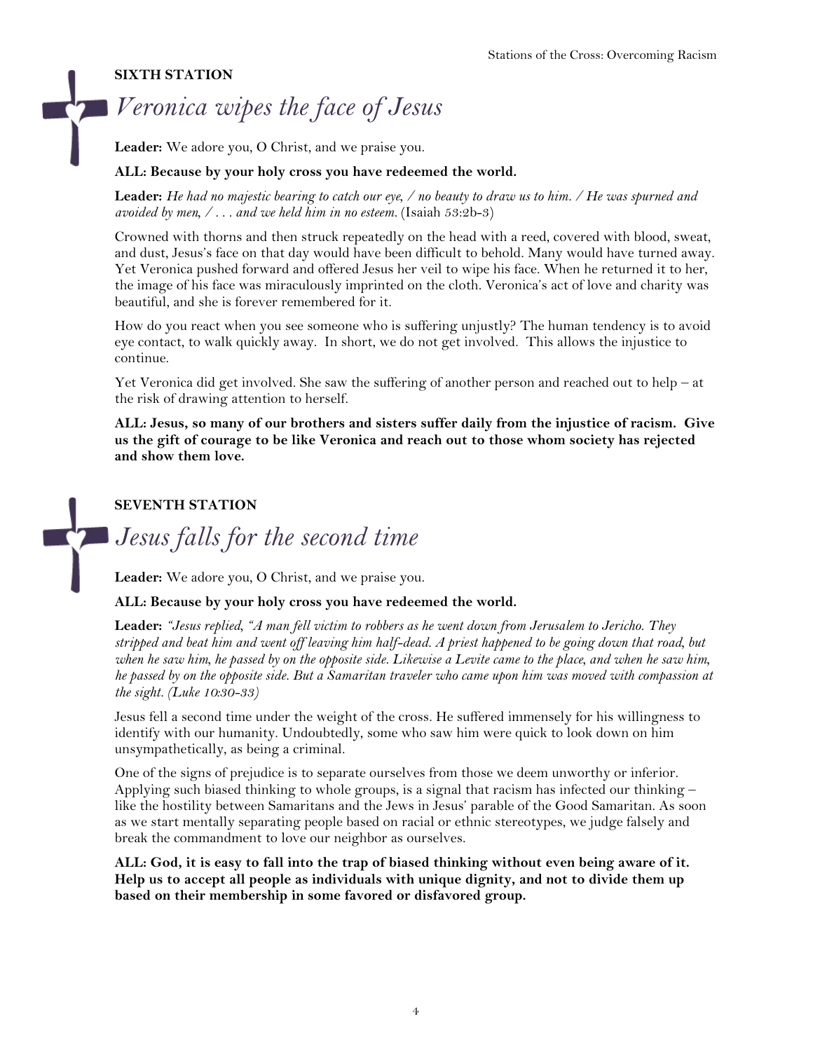**SIXTH STATION**

## *Veronica wipes the face of Jesus*

**Leader:** We adore you, O Christ, and we praise you.

**ALL: Because by your holy cross you have redeemed the world.**

**Leader:** *He had no majestic bearing to catch our eye, / no beauty to draw us to him. / He was spurned and avoided by men, / . . . and we held him in no esteem.* (Isaiah 53:2b-3)

Crowned with thorns and then struck repeatedly on the head with a reed, covered with blood, sweat, and dust, Jesus's face on that day would have been difficult to behold. Many would have turned away. Yet Veronica pushed forward and offered Jesus her veil to wipe his face. When he returned it to her, the image of his face was miraculously imprinted on the cloth. Veronica's act of love and charity was beautiful, and she is forever remembered for it.

How do you react when you see someone who is suffering unjustly? The human tendency is to avoid eye contact, to walk quickly away. In short, we do not get involved. This allows the injustice to continue.

Yet Veronica did get involved. She saw the suffering of another person and reached out to help – at the risk of drawing attention to herself.

**ALL: Jesus, so many of our brothers and sisters suffer daily from the injustice of racism. Give us the gift of courage to be like Veronica and reach out to those whom society has rejected and show them love.**

**SEVENTH STATION**

## *Jesus falls for the second time*

**Leader:** We adore you, O Christ, and we praise you.

**ALL: Because by your holy cross you have redeemed the world.**

**Leader:** *"Jesus replied, "A man fell victim to robbers as he went down from Jerusalem to Jericho. They stripped and beat him and went off leaving him half-dead. A priest happened to be going down that road, but when he saw him, he passed by on the opposite side. Likewise a Levite came to the place, and when he saw him, he passed by on the opposite side. But a Samaritan traveler who came upon him was moved with compassion at the sight. (Luke 10:30-33)*

Jesus fell a second time under the weight of the cross. He suffered immensely for his willingness to identify with our humanity. Undoubtedly, some who saw him were quick to look down on him unsympathetically, as being a criminal.

One of the signs of prejudice is to separate ourselves from those we deem unworthy or inferior. Applying such biased thinking to whole groups, is a signal that racism has infected our thinking – like the hostility between Samaritans and the Jews in Jesus' parable of the Good Samaritan. As soon as we start mentally separating people based on racial or ethnic stereotypes, we judge falsely and break the commandment to love our neighbor as ourselves.

**ALL: God, it is easy to fall into the trap of biased thinking without even being aware of it. Help us to accept all people as individuals with unique dignity, and not to divide them up based on their membership in some favored or disfavored group.**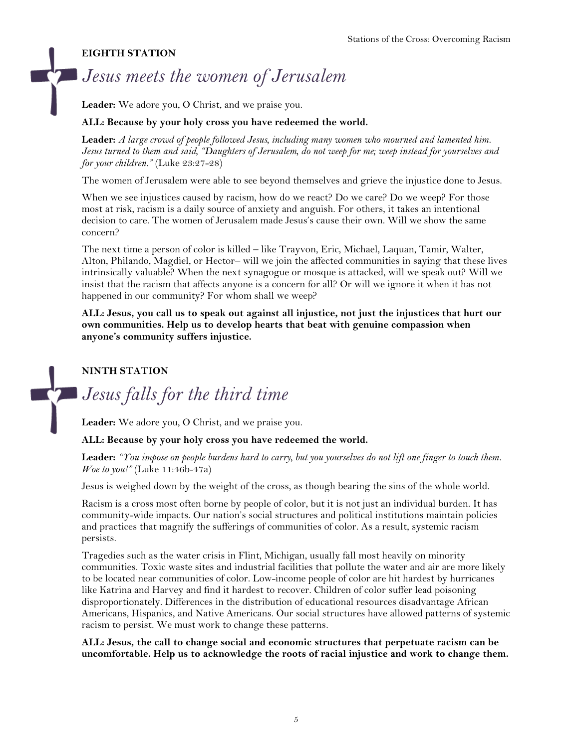**EIGHTH STATION**

# *Jesus meets the women of Jerusalem*

**Leader:** We adore you, O Christ, and we praise you.

**ALL: Because by your holy cross you have redeemed the world.**

**Leader:** *A large crowd of people followed Jesus, including many women who mourned and lamented him. Jesus turned to them and said, "Daughters of Jerusalem, do not weep for me; weep instead for yourselves and for your children."* (Luke 23:27-28)

The women of Jerusalem were able to see beyond themselves and grieve the injustice done to Jesus.

When we see injustices caused by racism, how do we react? Do we care? Do we weep? For those most at risk, racism is a daily source of anxiety and anguish. For others, it takes an intentional decision to care. The women of Jerusalem made Jesus's cause their own. Will we show the same concern?

The next time a person of color is killed – like Trayvon, Eric, Michael, Laquan, Tamir, Walter, Alton, Philando, Magdiel, or Hector– will we join the affected communities in saying that these lives intrinsically valuable? When the next synagogue or mosque is attacked, will we speak out? Will we insist that the racism that affects anyone is a concern for all? Or will we ignore it when it has not happened in our community? For whom shall we weep?

**ALL: Jesus, you call us to speak out against all injustice, not just the injustices that hurt our own communities. Help us to develop hearts that beat with genuine compassion when anyone's community suffers injustice.**

**NINTH STATION**

# *Jesus falls for the third time*

**Leader:** We adore you, O Christ, and we praise you.

**ALL: Because by your holy cross you have redeemed the world.**

**Leader:** *"You impose on people burdens hard to carry, but you yourselves do not lift one finger to touch them. Woe to you!"* (Luke 11:46b-47a)

Jesus is weighed down by the weight of the cross, as though bearing the sins of the whole world.

Racism is a cross most often borne by people of color, but it is not just an individual burden. It has community-wide impacts. Our nation's social structures and political institutions maintain policies and practices that magnify the sufferings of communities of color. As a result, systemic racism persists.

Tragedies such as the water crisis in Flint, Michigan, usually fall most heavily on minority communities. Toxic waste sites and industrial facilities that pollute the water and air are more likely to be located near communities of color. Low-income people of color are hit hardest by hurricanes like Katrina and Harvey and find it hardest to recover. Children of color suffer lead poisoning disproportionately. Differences in the distribution of educational resources disadvantage African Americans, Hispanics, and Native Americans. Our social structures have allowed patterns of systemic racism to persist. We must work to change these patterns.

**ALL: Jesus, the call to change social and economic structures that perpetuate racism can be uncomfortable. Help us to acknowledge the roots of racial injustice and work to change them.**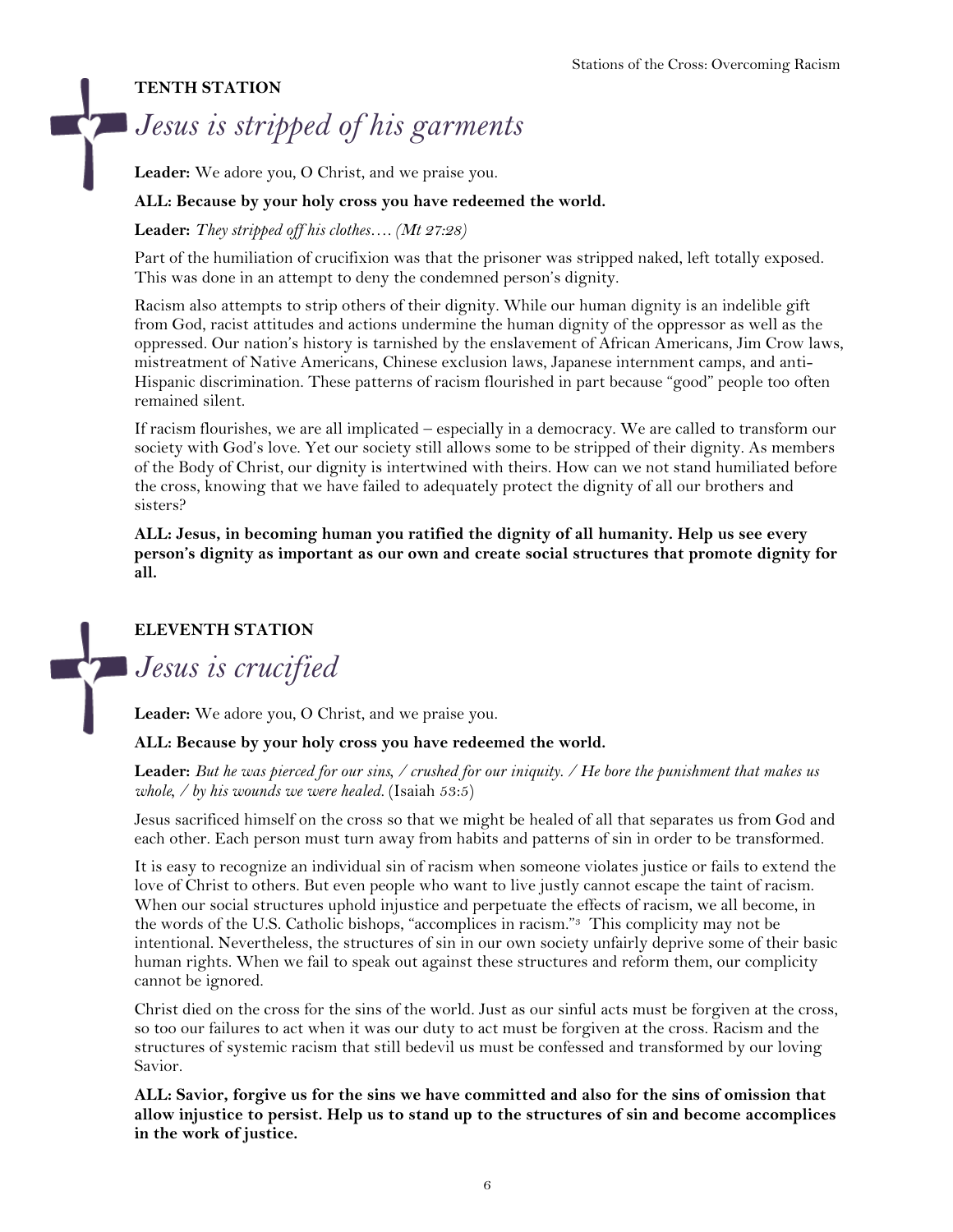## TENTH STATION

# *Jesus is stripped of his garments*

**Leader:** We adore you, O Christ, and we praise you.

**ALL: Because by your holy cross you have redeemed the world.**

**Leader:** *They stripped off his clothes…. (Mt 27:28)*

Part of the humiliation of crucifixion was that the prisoner was stripped naked, left totally exposed. This was done in an attempt to deny the condemned person's dignity.

Racism also attempts to strip others of their dignity. While our human dignity is an indelible gift from God, racist attitudes and actions undermine the human dignity of the oppressor as well as the oppressed. Our nation's history is tarnished by the enslavement of African Americans, Jim Crow laws, mistreatment of Native Americans, Chinese exclusion laws, Japanese internment camps, and anti-Hispanic discrimination. These patterns of racism flourished in part because "good" people too often remained silent.

If racism flourishes, we are all implicated – especially in a democracy. We are called to transform our society with God's love. Yet our society still allows some to be stripped of their dignity. As members of the Body of Christ, our dignity is intertwined with theirs. How can we not stand humiliated before the cross, knowing that we have failed to adequately protect the dignity of all our brothers and sisters?

**ALL: Jesus, in becoming human you ratified the dignity of all humanity. Help us see every person's dignity as important as our own and create social structures that promote dignity for all.**

## ELEVENTH STATION

# *Jesus is crucified*

**Leader:** We adore you, O Christ, and we praise you.

**ALL: Because by your holy cross you have redeemed the world.**

**Leader:** *But he was pierced for our sins, / crushed for our iniquity. / He bore the punishment that makes us whole, / by his wounds we were healed.* (Isaiah 53:5)

Jesus sacrificed himself on the cross so that we might be healed of all that separates us from God and each other. Each person must turn away from habits and patterns of sin in order to be transformed.

It is easy to recognize an individual sin of racism when someone violates justice or fails to extend the love of Christ to others. But even people who want to live justly cannot escape the taint of racism. When our social structures uphold injustice and perpetuate the effects of racism, we all become, in the words of the U.S. Catholic bishops, "accomplices in racism."[3] This complicity may not be intentional. Nevertheless, the structures of sin in our own society unfairly deprive some of their basic human rights. When we fail to speak out against these structures and reform them, our complicity cannot be ignored.

Christ died on the cross for the sins of the world. Just as our sinful acts must be forgiven at the cross, so too our failures to act when it was our duty to act must be forgiven at the cross. Racism and the structures of systemic racism that still bedevil us must be confessed and transformed by our loving Savior.

**ALL: Savior, forgive us for the sins we have committed and also for the sins of omission that allow injustice to persist. Help us to stand up to the structures of sin and become accomplices in the work of justice.**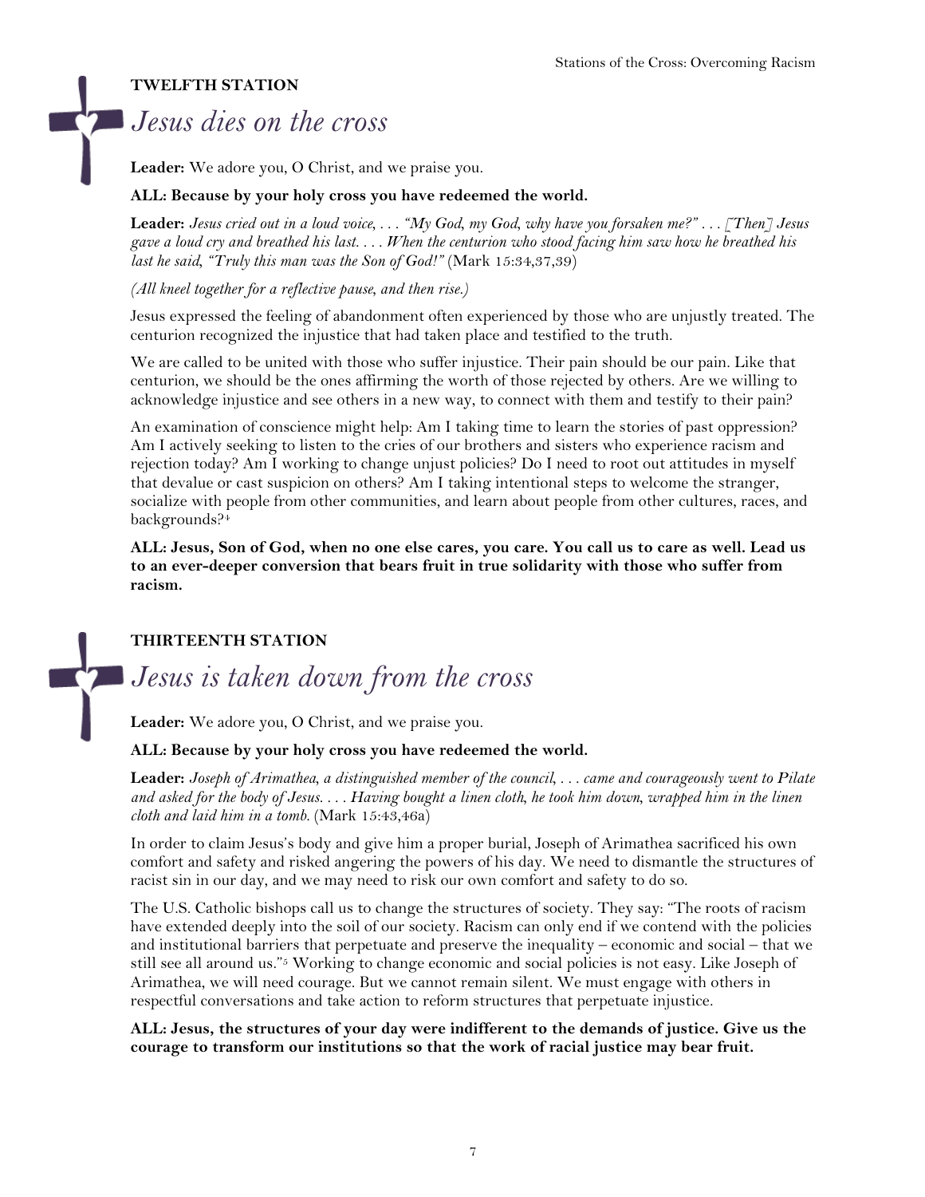**TWELFTH STATION**

## *Jesus dies on the cross*

**Leader:** We adore you, O Christ, and we praise you.

**ALL: Because by your holy cross you have redeemed the world.**

**Leader:** *Jesus cried out in a loud voice, . . . "My God, my God, why have you forsaken me?" . . . [Then] Jesus gave a loud cry and breathed his last. . . . When the centurion who stood facing him saw how he breathed his last he said, "Truly this man was the Son of God!"* (Mark 15:34,37,39)

*(All kneel together for a reflective pause, and then rise.)*

Jesus expressed the feeling of abandonment often experienced by those who are unjustly treated. The centurion recognized the injustice that had taken place and testified to the truth.

We are called to be united with those who suffer injustice. Their pain should be our pain. Like that centurion, we should be the ones affirming the worth of those rejected by others. Are we willing to acknowledge injustice and see others in a new way, to connect with them and testify to their pain?

An examination of conscience might help: Am I taking time to learn the stories of past oppression? Am I actively seeking to listen to the cries of our brothers and sisters who experience racism and rejection today? Am I working to change unjust policies? Do I need to root out attitudes in myself that devalue or cast suspicion on others? Am I taking intentional steps to welcome the stranger, socialize with people from other communities, and learn about people from other cultures, races, and backgrounds?[4]

**ALL: Jesus, Son of God, when no one else cares, you care. You call us to care as well. Lead us to an ever-deeper conversion that bears fruit in true solidarity with those who suffer from racism.**

**THIRTEENTH STATION**

## *Jesus is taken down from the cross*

**Leader:** We adore you, O Christ, and we praise you.

**ALL: Because by your holy cross you have redeemed the world.**

**Leader:** *Joseph of Arimathea, a distinguished member of the council, . . . came and courageously went to Pilate and asked for the body of Jesus. . . . Having bought a linen cloth, he took him down, wrapped him in the linen cloth and laid him in a tomb.* (Mark 15:43,46a)

In order to claim Jesus's body and give him a proper burial, Joseph of Arimathea sacrificed his own comfort and safety and risked angering the powers of his day. We need to dismantle the structures of racist sin in our day, and we may need to risk our own comfort and safety to do so.

The U.S. Catholic bishops call us to change the structures of society. They say: "The roots of racism have extended deeply into the soil of our society. Racism can only end if we contend with the policies and institutional barriers that perpetuate and preserve the inequality – economic and social – that we still see all around us."[5] Working to change economic and social policies is not easy. Like Joseph of Arimathea, we will need courage. But we cannot remain silent. We must engage with others in respectful conversations and take action to reform structures that perpetuate injustice.

**ALL: Jesus, the structures of your day were indifferent to the demands of justice. Give us the courage to transform our institutions so that the work of racial justice may bear fruit.**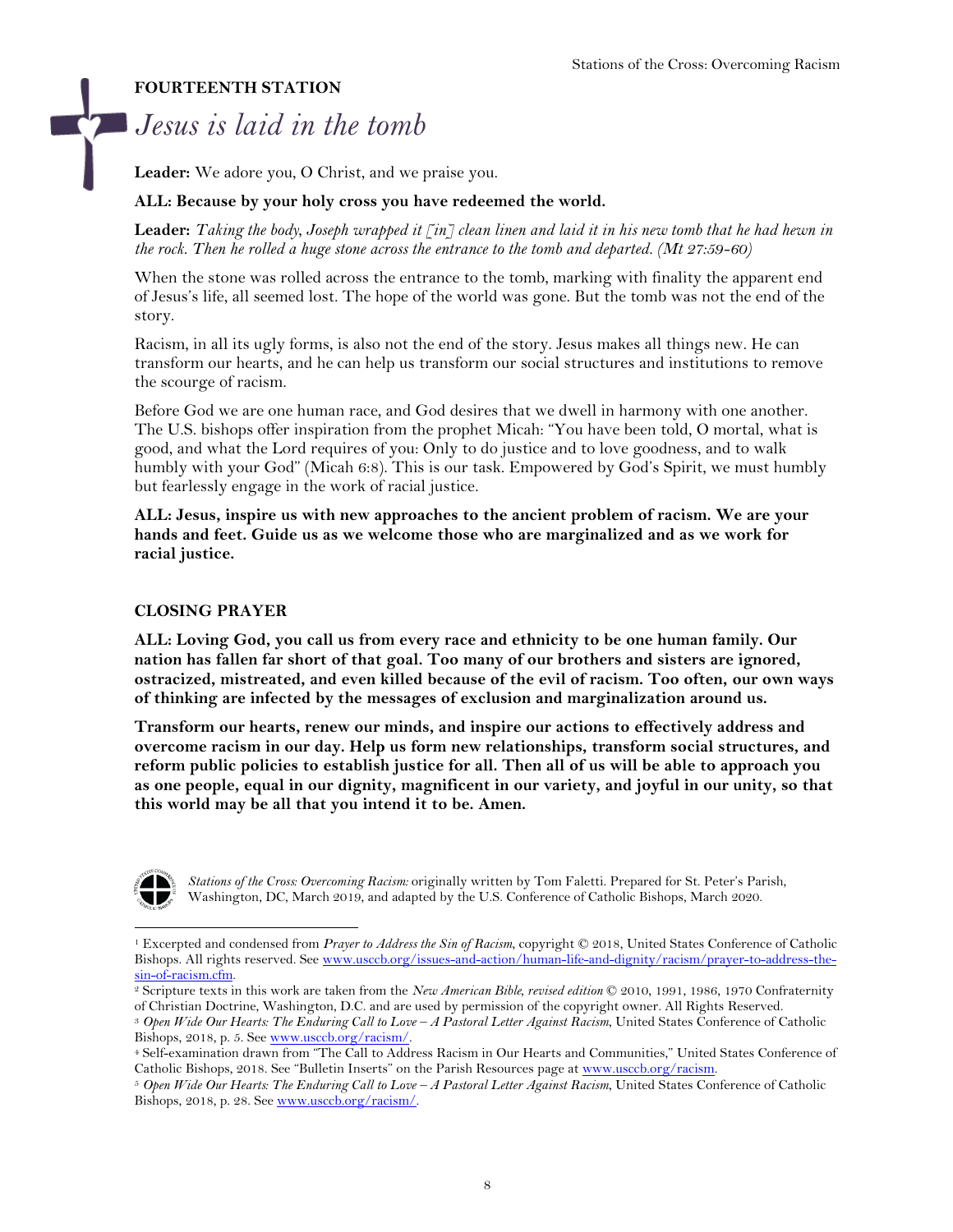**FOURTEENTH STATION**

## *Jesus is laid in the tomb*

**Leader:** We adore you, O Christ, and we praise you.

**ALL: Because by your holy cross you have redeemed the world.**

**Leader:** *Taking the body, Joseph wrapped it [in] clean linen and laid it in his new tomb that he had hewn in the rock. Then he rolled a huge stone across the entrance to the tomb and departed. (Mt 27:59-60)*

When the stone was rolled across the entrance to the tomb, marking with finality the apparent end of Jesus's life, all seemed lost. The hope of the world was gone. But the tomb was not the end of the story.

Racism, in all its ugly forms, is also not the end of the story. Jesus makes all things new. He can transform our hearts, and he can help us transform our social structures and institutions to remove the scourge of racism.

Before God we are one human race, and God desires that we dwell in harmony with one another. The U.S. bishops offer inspiration from the prophet Micah: "You have been told, O mortal, what is good, and what the Lord requires of you: Only to do justice and to love goodness, and to walk humbly with your God" (Micah 6:8). This is our task. Empowered by God's Spirit, we must humbly but fearlessly engage in the work of racial justice.

**ALL: Jesus, inspire us with new approaches to the ancient problem of racism. We are your hands and feet. Guide us as we welcome those who are marginalized and as we work for racial justice.**

### CLOSING PRAYER

**ALL: Loving God, you call us from every race and ethnicity to be one human family. Our nation has fallen far short of that goal. Too many of our brothers and sisters are ignored, ostracized, mistreated, and even killed because of the evil of racism. Too often, our own ways of thinking are infected by the messages of exclusion and marginalization around us.**

**Transform our hearts, renew our minds, and inspire our actions to effectively address and overcome racism in our day. Help us form new relationships, transform social structures, and reform public policies to establish justice for all. Then all of us will be able to approach you as one people, equal in our dignity, magnificent in our variety, and joyful in our unity, so that this world may be all that you intend it to be. Amen.**

*Stations of the Cross: Overcoming Racism:* originally written by Tom Faletti. Prepared for St. Peter's Parish, Washington, DC, March 2019, and adapted by the U.S. Conference of Catholic Bishops, March 2020.

---

[1] Excerpted and condensed from *Prayer to Address the Sin of Racism*, copyright © 2018, United States Conference of Catholic Bishops. All rights reserved. See www.usccb.org/issues-and-action/human-life-and-dignity/racism/prayer-to-address-the-sin-of-racism.cfm.

[2] Scripture texts in this work are taken from the *New American Bible, revised edition* © 2010, 1991, 1986, 1970 Confraternity of Christian Doctrine, Washington, D.C. and are used by permission of the copyright owner. All Rights Reserved.

[3] *Open Wide Our Hearts: The Enduring Call to Love – A Pastoral Letter Against Racism*, United States Conference of Catholic Bishops, 2018, p. 5. See www.usccb.org/racism/.

[4] Self-examination drawn from "The Call to Address Racism in Our Hearts and Communities," United States Conference of Catholic Bishops, 2018. See "Bulletin Inserts" on the Parish Resources page at www.usccb.org/racism.

[5] *Open Wide Our Hearts: The Enduring Call to Love – A Pastoral Letter Against Racism*, United States Conference of Catholic Bishops, 2018, p. 28. See www.usccb.org/racism/.